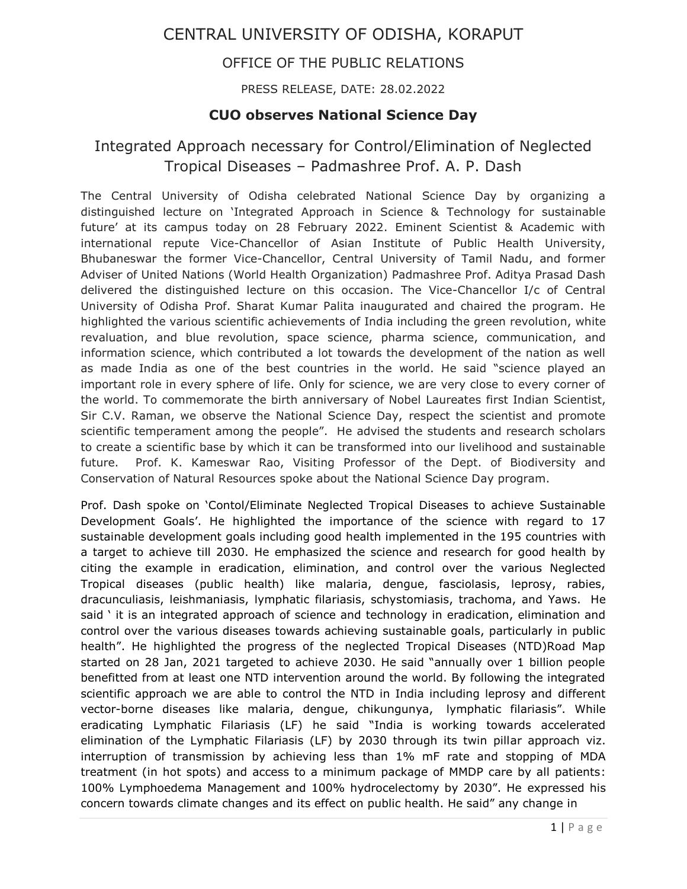# CENTRAL UNIVERSITY OF ODISHA, KORAPUT

## OFFICE OF THE PUBLIC RELATIONS

PRESS RELEASE, DATE: 28.02.2022

### **CUO observes National Science Day**

## Integrated Approach necessary for Control/Elimination of Neglected Tropical Diseases – Padmashree Prof. A. P. Dash

The Central University of Odisha celebrated National Science Day by organizing a distinguished lecture on 'Integrated Approach in Science & Technology for sustainable future' at its campus today on 28 February 2022. Eminent Scientist & Academic with international repute Vice-Chancellor of Asian Institute of Public Health University, Bhubaneswar the former Vice-Chancellor, Central University of Tamil Nadu, and former Adviser of United Nations (World Health Organization) Padmashree Prof. Aditya Prasad Dash delivered the distinguished lecture on this occasion. The Vice-Chancellor I/c of Central University of Odisha Prof. Sharat Kumar Palita inaugurated and chaired the program. He highlighted the various scientific achievements of India including the green revolution, white revaluation, and blue revolution, space science, pharma science, communication, and information science, which contributed a lot towards the development of the nation as well as made India as one of the best countries in the world. He said "science played an important role in every sphere of life. Only for science, we are very close to every corner of the world. To commemorate the birth anniversary of Nobel Laureates first Indian Scientist, Sir C.V. Raman, we observe the National Science Day, respect the scientist and promote scientific temperament among the people". He advised the students and research scholars to create a scientific base by which it can be transformed into our livelihood and sustainable future. Prof. K. Kameswar Rao, Visiting Professor of the Dept. of Biodiversity and Conservation of Natural Resources spoke about the National Science Day program.

Prof. Dash spoke on 'Contol/Eliminate Neglected Tropical Diseases to achieve Sustainable Development Goals'. He highlighted the importance of the science with regard to 17 sustainable development goals including good health implemented in the 195 countries with a target to achieve till 2030. He emphasized the science and research for good health by citing the example in eradication, elimination, and control over the various Neglected Tropical diseases (public health) like malaria, dengue, fasciolasis, leprosy, rabies, dracunculiasis, leishmaniasis, lymphatic filariasis, schystomiasis, trachoma, and Yaws. He said ' it is an integrated approach of science and technology in eradication, elimination and control over the various diseases towards achieving sustainable goals, particularly in public health". He highlighted the progress of the neglected Tropical Diseases (NTD)Road Map started on 28 Jan, 2021 targeted to achieve 2030. He said "annually over 1 billion people benefitted from at least one NTD intervention around the world. By following the integrated scientific approach we are able to control the NTD in India including leprosy and different vector-borne diseases like malaria, dengue, chikungunya, lymphatic filariasis". While eradicating Lymphatic Filariasis (LF) he said "India is working towards accelerated elimination of the Lymphatic Filariasis (LF) by 2030 through its twin pillar approach viz. interruption of transmission by achieving less than 1% mF rate and stopping of MDA treatment (in hot spots) and access to a minimum package of MMDP care by all patients: 100% Lymphoedema Management and 100% hydrocelectomy by 2030". He expressed his concern towards climate changes and its effect on public health. He said" any change in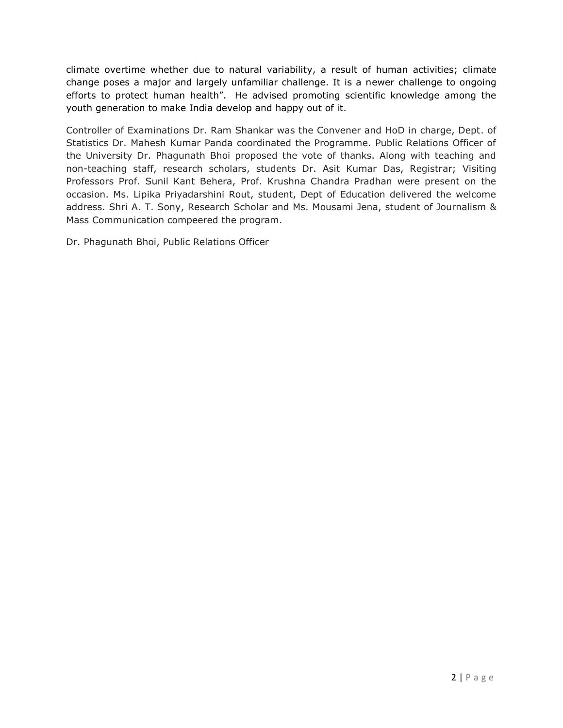climate overtime whether due to natural variability, a result of human activities; climate change poses a major and largely unfamiliar challenge. It is a newer challenge to ongoing efforts to protect human health". He advised promoting scientific knowledge among the youth generation to make India develop and happy out of it.

Controller of Examinations Dr. Ram Shankar was the Convener and HoD in charge, Dept. of Statistics Dr. Mahesh Kumar Panda coordinated the Programme. Public Relations Officer of the University Dr. Phagunath Bhoi proposed the vote of thanks. Along with teaching and non-teaching staff, research scholars, students Dr. Asit Kumar Das, Registrar; Visiting Professors Prof. Sunil Kant Behera, Prof. Krushna Chandra Pradhan were present on the occasion. Ms. Lipika Priyadarshini Rout, student, Dept of Education delivered the welcome address. Shri A. T. Sony, Research Scholar and Ms. Mousami Jena, student of Journalism & Mass Communication compeered the program.

Dr. Phagunath Bhoi, Public Relations Officer